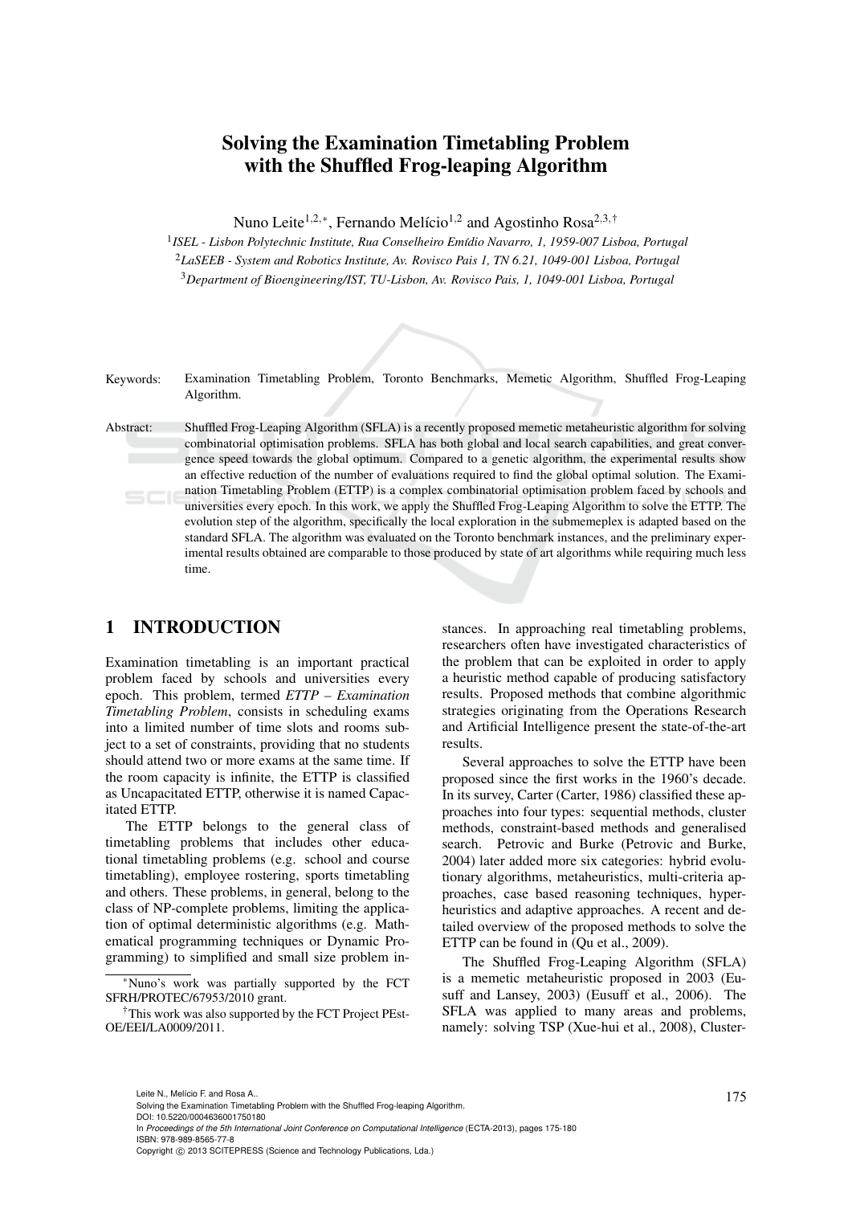# Solving the Examination Timetabling Problem with the Shuffled Frog-leaping Algorithm

Nuno Leite[1,2,*], Fernando Melício[1,2] and Agostinho Rosa[2,3,†]

[1]*ISEL - Lisbon Polytechnic Institute, Rua Conselheiro Emídio Navarro, 1, 1959-007 Lisboa, Portugal*
[2]*LaSEEB - System and Robotics Institute, Av. Rovisco Pais 1, TN 6.21, 1049-001 Lisboa, Portugal*
[3]*Department of Bioengineering/IST, TU-Lisbon, Av. Rovisco Pais, 1, 1049-001 Lisboa, Portugal*

Keywords: Examination Timetabling Problem, Toronto Benchmarks, Memetic Algorithm, Shuffled Frog-Leaping Algorithm.

Abstract: Shuffled Frog-Leaping Algorithm (SFLA) is a recently proposed memetic metaheuristic algorithm for solving combinatorial optimisation problems. SFLA has both global and local search capabilities, and great convergence speed towards the global optimum. Compared to a genetic algorithm, the experimental results show an effective reduction of the number of evaluations required to find the global optimal solution. The Examination Timetabling Problem (ETTP) is a complex combinatorial optimisation problem faced by schools and universities every epoch. In this work, we apply the Shuffled Frog-Leaping Algorithm to solve the ETTP. The evolution step of the algorithm, specifically the local exploration in the submemeplex is adapted based on the standard SFLA. The algorithm was evaluated on the Toronto benchmark instances, and the preliminary experimental results obtained are comparable to those produced by state of art algorithms while requiring much less time.

## 1 INTRODUCTION

Examination timetabling is an important practical problem faced by schools and universities every epoch. This problem, termed *ETTP – Examination Timetabling Problem*, consists in scheduling exams into a limited number of time slots and rooms subject to a set of constraints, providing that no students should attend two or more exams at the same time. If the room capacity is infinite, the ETTP is classified as Uncapacitated ETTP, otherwise it is named Capacitated ETTP.

The ETTP belongs to the general class of timetabling problems that includes other educational timetabling problems (e.g. school and course timetabling), employee rostering, sports timetabling and others. These problems, in general, belong to the class of NP-complete problems, limiting the application of optimal deterministic algorithms (e.g. Mathematical programming techniques or Dynamic Programming) to simplified and small size problem instances. In approaching real timetabling problems, researchers often have investigated characteristics of the problem that can be exploited in order to apply a heuristic method capable of producing satisfactory results. Proposed methods that combine algorithmic strategies originating from the Operations Research and Artificial Intelligence present the state-of-the-art results.

Several approaches to solve the ETTP have been proposed since the first works in the 1960's decade. In its survey, Carter (Carter, 1986) classified these approaches into four types: sequential methods, cluster methods, constraint-based methods and generalised search. Petrovic and Burke (Petrovic and Burke, 2004) later added more six categories: hybrid evolutionary algorithms, metaheuristics, multi-criteria approaches, case based reasoning techniques, hyper-heuristics and adaptive approaches. A recent and detailed overview of the proposed methods to solve the ETTP can be found in (Qu et al., 2009).

The Shuffled Frog-Leaping Algorithm (SFLA) is a memetic metaheuristic proposed in 2003 (Eusuff and Lansey, 2003) (Eusuff et al., 2006). The SFLA was applied to many areas and problems, namely: solving TSP (Xue-hui et al., 2008), Cluster-

[*]Nuno's work was partially supported by the FCT SFRH/PROTEC/67953/2010 grant.

[†]This work was also supported by the FCT Project PEst-OE/EEI/LA0009/2011.

Leite N., Melício F. and Rosa A..
Solving the Examination Timetabling Problem with the Shuffled Frog-leaping Algorithm.
DOI: 10.5220/0004636001750180
In *Proceedings of the 5th International Joint Conference on Computational Intelligence* (ECTA-2013), pages 175-180
ISBN: 978-989-8565-77-8
Copyright © 2013 SCITEPRESS (Science and Technology Publications, Lda.)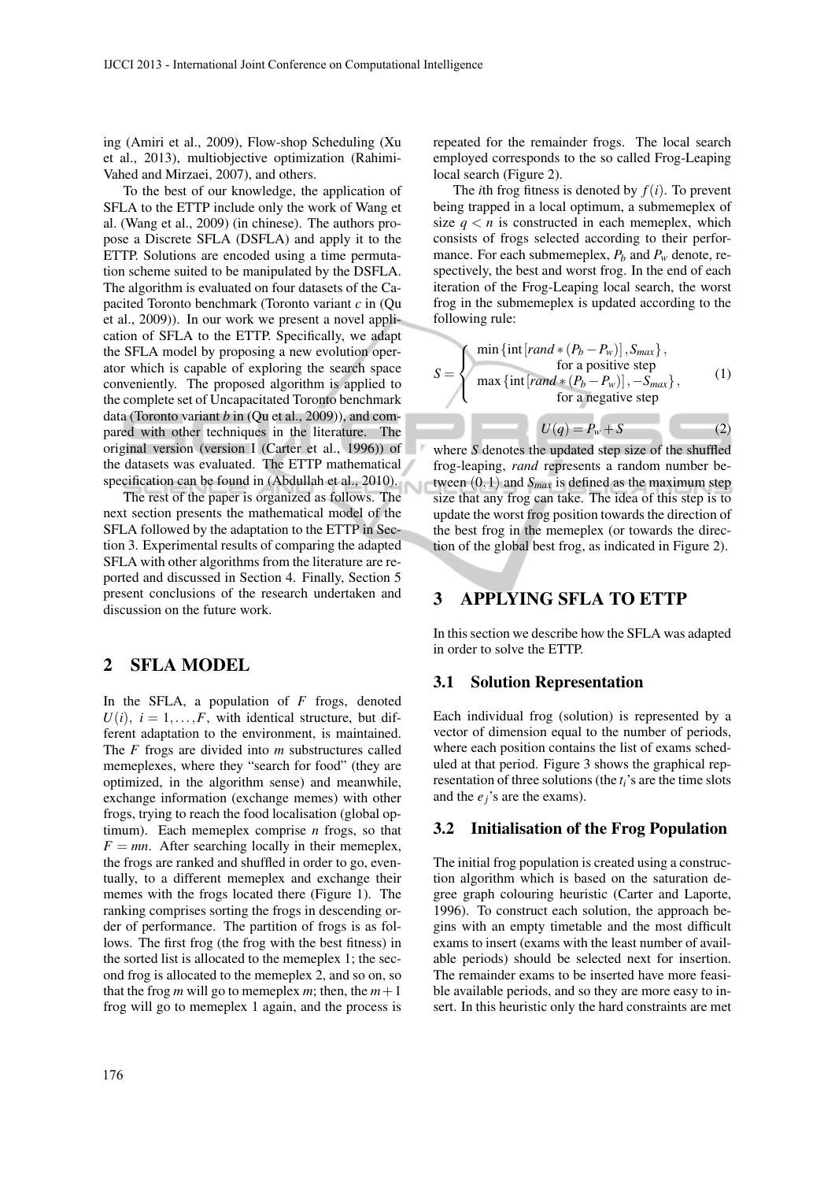ing (Amiri et al., 2009), Flow-shop Scheduling (Xu et al., 2013), multiobjective optimization (Rahimi-Vahed and Mirzaei, 2007), and others.

To the best of our knowledge, the application of SFLA to the ETTP include only the work of Wang et al. (Wang et al., 2009) (in chinese). The authors propose a Discrete SFLA (DSFLA) and apply it to the ETTP. Solutions are encoded using a time permutation scheme suited to be manipulated by the DSFLA. The algorithm is evaluated on four datasets of the Capacited Toronto benchmark (Toronto variant *c* in (Qu et al., 2009)). In our work we present a novel application of SFLA to the ETTP. Specifically, we adapt the SFLA model by proposing a new evolution operator which is capable of exploring the search space conveniently. The proposed algorithm is applied to the complete set of Uncapacitated Toronto benchmark data (Toronto variant *b* in (Qu et al., 2009)), and compared with other techniques in the literature. The original version (version I (Carter et al., 1996)) of the datasets was evaluated. The ETTP mathematical specification can be found in (Abdullah et al., 2010).

The rest of the paper is organized as follows. The next section presents the mathematical model of the SFLA followed by the adaptation to the ETTP in Section 3. Experimental results of comparing the adapted SFLA with other algorithms from the literature are reported and discussed in Section 4. Finally, Section 5 present conclusions of the research undertaken and discussion on the future work.

## 2 SFLA MODEL

In the SFLA, a population of $F$ frogs, denoted $U(i),\ i = 1,\ldots,F$, with identical structure, but different adaptation to the environment, is maintained. The $F$ frogs are divided into $m$ substructures called memeplexes, where they "search for food" (they are optimized, in the algorithm sense) and meanwhile, exchange information (exchange memes) with other frogs, trying to reach the food localisation (global optimum). Each memeplex comprise $n$ frogs, so that $F = mn$. After searching locally in their memeplex, the frogs are ranked and shuffled in order to go, eventually, to a different memeplex and exchange their memes with the frogs located there (Figure 1). The ranking comprises sorting the frogs in descending order of performance. The partition of frogs is as follows. The first frog (the frog with the best fitness) in the sorted list is allocated to the memeplex 1; the second frog is allocated to the memeplex 2, and so on, so that the frog $m$ will go to memeplex $m$; then, the $m+1$ frog will go to memeplex 1 again, and the process is repeated for the remainder frogs. The local search employed corresponds to the so called Frog-Leaping local search (Figure 2).

The $i$th frog fitness is denoted by $f(i)$. To prevent being trapped in a local optimum, a submemeplex of size $q < n$ is constructed in each memeplex, which consists of frogs selected according to their performance. For each submemeplex, $P_b$ and $P_w$ denote, respectively, the best and worst frog. In the end of each iteration of the Frog-Leaping local search, the worst frog in the submemeplex is updated according to the following rule:

$$S = \begin{cases} \min\left\{\text{int}\left[rand * (P_b - P_w)\right], S_{max}\right\}, \\ \qquad \text{for a positive step} \\ \max\left\{\text{int}\left[rand * (P_b - P_w)\right], -S_{max}\right\}, \\ \qquad \text{for a negative step} \end{cases} \tag{1}$$

$$U(q) = P_w + S \tag{2}$$

where $S$ denotes the updated step size of the shuffled frog-leaping, *rand* represents a random number between $(0,1)$ and $S_{max}$ is defined as the maximum step size that any frog can take. The idea of this step is to update the worst frog position towards the direction of the best frog in the memeplex (or towards the direction of the global best frog, as indicated in Figure 2).

## 3 APPLYING SFLA TO ETTP

In this section we describe how the SFLA was adapted in order to solve the ETTP.

### 3.1 Solution Representation

Each individual frog (solution) is represented by a vector of dimension equal to the number of periods, where each position contains the list of exams scheduled at that period. Figure 3 shows the graphical representation of three solutions (the $t_i$'s are the time slots and the $e_j$'s are the exams).

### 3.2 Initialisation of the Frog Population

The initial frog population is created using a construction algorithm which is based on the saturation degree graph colouring heuristic (Carter and Laporte, 1996). To construct each solution, the approach begins with an empty timetable and the most difficult exams to insert (exams with the least number of available periods) should be selected next for insertion. The remainder exams to be inserted have more feasible available periods, and so they are more easy to insert. In this heuristic only the hard constraints are met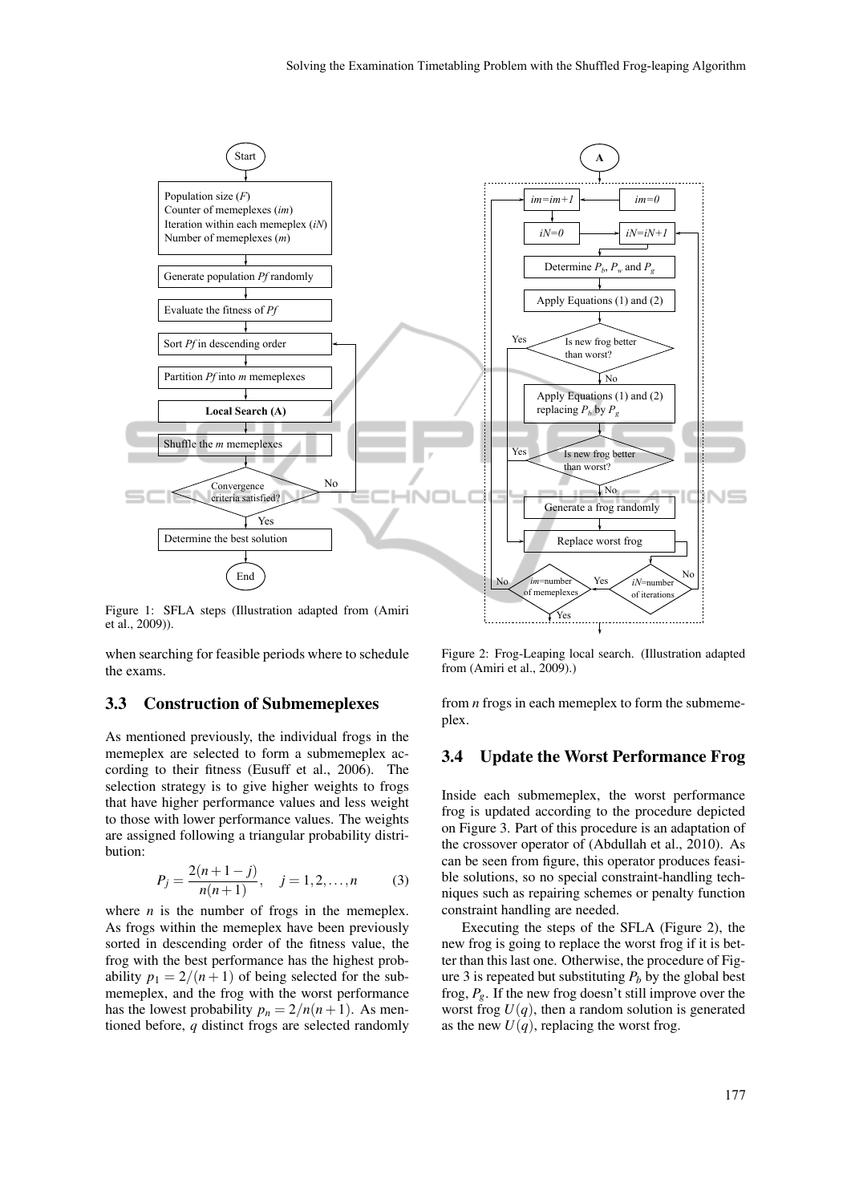Figure 1: SFLA steps (Illustration adapted from (Amiri et al., 2009)).

Figure 2: Frog-Leaping local search. (Illustration adapted from (Amiri et al., 2009).)

when searching for feasible periods where to schedule the exams.

### 3.3 Construction of Submemeplexes

As mentioned previously, the individual frogs in the memeplex are selected to form a submemeplex according to their fitness (Eusuff et al., 2006). The selection strategy is to give higher weights to frogs that have higher performance values and less weight to those with lower performance values. The weights are assigned following a triangular probability distribution:

$$P_j = \frac{2(n+1-j)}{n(n+1)}, \quad j = 1, 2, \ldots, n \tag{3}$$

where $n$ is the number of frogs in the memeplex. As frogs within the memeplex have been previously sorted in descending order of the fitness value, the frog with the best performance has the highest probability $p_1 = 2/(n+1)$ of being selected for the submemeplex, and the frog with the worst performance has the lowest probability $p_n = 2/n(n+1)$. As mentioned before, $q$ distinct frogs are selected randomly from $n$ frogs in each memeplex to form the submemeplex.

### 3.4 Update the Worst Performance Frog

Inside each submemeplex, the worst performance frog is updated according to the procedure depicted on Figure 3. Part of this procedure is an adaptation of the crossover operator of (Abdullah et al., 2010). As can be seen from figure, this operator produces feasible solutions, so no special constraint-handling techniques such as repairing schemes or penalty function constraint handling are needed.

Executing the steps of the SFLA (Figure 2), the new frog is going to replace the worst frog if it is better than this last one. Otherwise, the procedure of Figure 3 is repeated but substituting $P_b$ by the global best frog, $P_g$. If the new frog doesn't still improve over the worst frog $U(q)$, then a random solution is generated as the new $U(q)$, replacing the worst frog.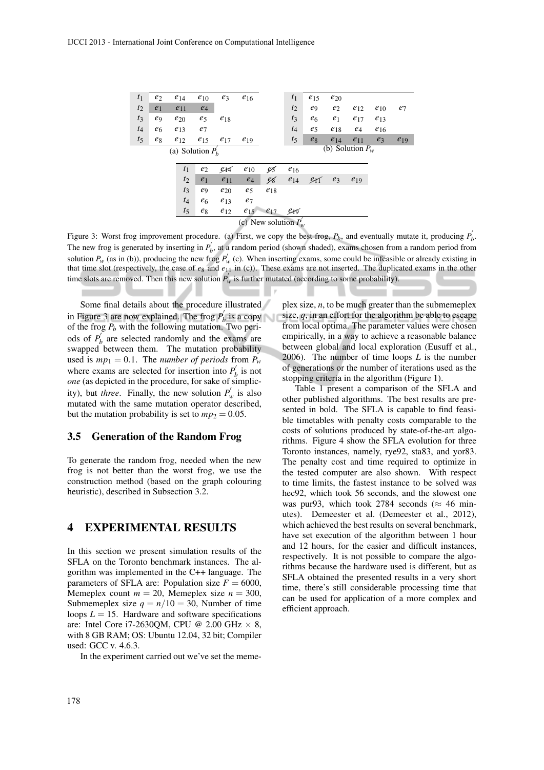| | | | | | |
|---|---|---|---|---|---|
| $t_1$ | $e_2$ | $e_{14}$ | $e_{10}$ | $e_3$ | $e_{16}$ |
| $t_2$ | $e_1$ | $e_{11}$ | $e_4$ | | |
| $t_3$ | $e_9$ | $e_{20}$ | $e_5$ | $e_{18}$ | |
| $t_4$ | $e_6$ | $e_{13}$ | $e_7$ | | |
| $t_5$ | $e_8$ | $e_{12}$ | $e_{15}$ | $e_{17}$ | $e_{19}$ |

(a) Solution $P_b^{'}$

| | | | | | |
|---|---|---|---|---|---|
| $t_1$ | $e_{15}$ | $e_{20}$ | | | |
| $t_2$ | $e_9$ | $e_2$ | $e_{12}$ | $e_{10}$ | $e_7$ |
| $t_3$ | $e_6$ | $e_1$ | $e_{17}$ | $e_{13}$ | |
| $t_4$ | $e_5$ | $e_{18}$ | $e_4$ | $e_{16}$ | |
| $t_5$ | $e_8$ | $e_{14}$ | $e_{11}$ | $e_3$ | $e_{19}$ |

(b) Solution $P_w$

| | | | | | | | | |
|---|---|---|---|---|---|---|---|---|
| $t_1$ | $e_2$ | ~~$e_{14}$~~ | $e_{10}$ | ~~$e_3$~~ | $e_{16}$ | | | |
| $t_2$ | $e_1$ | $e_{11}$ | $e_4$ | ~~$e_8$~~ | $e_{14}$ | ~~$e_{11}$~~ | $e_3$ | $e_{19}$ |
| $t_3$ | $e_9$ | $e_{20}$ | $e_5$ | $e_{18}$ | | | | |
| $t_4$ | $e_6$ | $e_{13}$ | $e_7$ | | | | | |
| $t_5$ | $e_8$ | $e_{12}$ | $e_{15}$ | $e_{17}$ | ~~$e_{19}$~~ | | | |

(c) New solution $P_w^{'}$

Figure 3: Worst frog improvement procedure. (a) First, we copy the best frog, $P_b$, and eventually mutate it, producing $P_b^{'}$. The new frog is generated by inserting in $P_b^{'}$, at a random period (shown shaded), exams chosen from a random period from solution $P_w$ (as in (b)), producing the new frog $P_w^{'}$ (c). When inserting exams, some could be infeasible or already existing in that time slot (respectively, the case of $e_8$ and $e_{11}$ in (c)). These exams are not inserted. The duplicated exams in the other time slots are removed. Then this new solution $P_w^{'}$ is further mutated (according to some probability).

Some final details about the procedure illustrated in Figure 3 are now explained. The frog $P_b^{'}$ is a copy of the frog $P_b$ with the following mutation. Two periods of $P_b^{'}$ are selected randomly and the exams are swapped between them. The mutation probability used is $mp_1 = 0.1$. The *number of periods* from $P_w$ where exams are selected for insertion into $P_b^{'}$ is not *one* (as depicted in the procedure, for sake of simplicity), but *three*. Finally, the new solution $P_w^{'}$ is also mutated with the same mutation operator described, but the mutation probability is set to $mp_2 = 0.05$.

### 3.5 Generation of the Random Frog

To generate the random frog, needed when the new frog is not better than the worst frog, we use the construction method (based on the graph colouring heuristic), described in Subsection 3.2.

## 4 EXPERIMENTAL RESULTS

In this section we present simulation results of the SFLA on the Toronto benchmark instances. The algorithm was implemented in the C++ language. The parameters of SFLA are: Population size $F = 6000$, Memeplex count $m = 20$, Memeplex size $n = 300$, Submemeplex size $q = n/10 = 30$, Number of time loops $L = 15$. Hardware and software specifications are: Intel Core i7-2630QM, CPU @ 2.00 GHz $\times$ 8, with 8 GB RAM; OS: Ubuntu 12.04, 32 bit; Compiler used: GCC v. 4.6.3.

In the experiment carried out we've set the memeplex size, $n$, to be much greater than the submemeplex size, $q$, in an effort for the algorithm be able to escape from local optima. The parameter values were chosen empirically, in a way to achieve a reasonable balance between global and local exploration (Eusuff et al., 2006). The number of time loops $L$ is the number of generations or the number of iterations used as the stopping criteria in the algorithm (Figure 1).

Table 1 present a comparison of the SFLA and other published algorithms. The best results are presented in bold. The SFLA is capable to find feasible timetables with penalty costs comparable to the costs of solutions produced by state-of-the-art algorithms. Figure 4 show the SFLA evolution for three Toronto instances, namely, rye92, sta83, and yor83. The penalty cost and time required to optimize in the tested computer are also shown. With respect to time limits, the fastest instance to be solved was hec92, which took 56 seconds, and the slowest one was pur93, which took 2784 seconds ($\approx$ 46 minutes). Demeester et al. (Demeester et al., 2012), which achieved the best results on several benchmark, have set execution of the algorithm between 1 hour and 12 hours, for the easier and difficult instances, respectively. It is not possible to compare the algorithms because the hardware used is different, but as SFLA obtained the presented results in a very short time, there's still considerable processing time that can be used for application of a more complex and efficient approach.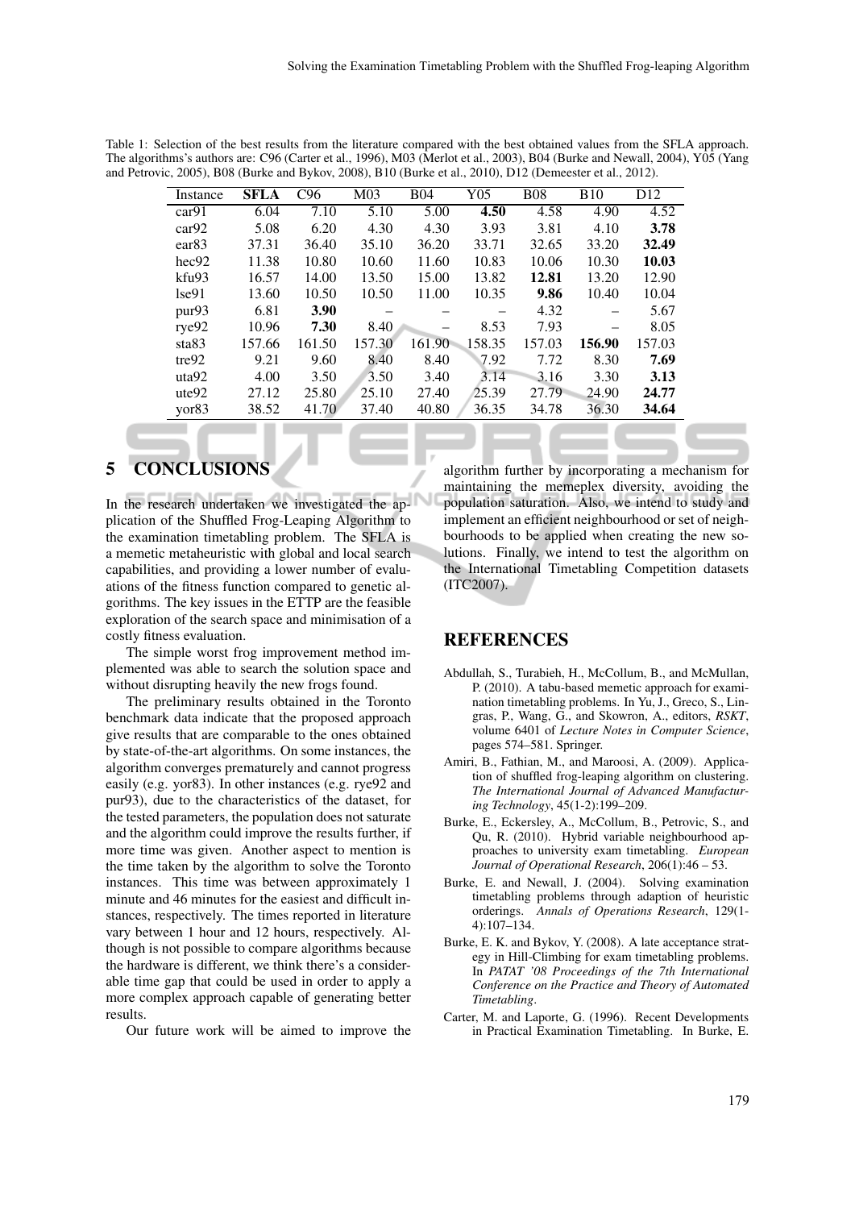Table 1: Selection of the best results from the literature compared with the best obtained values from the SFLA approach. The algorithms's authors are: C96 (Carter et al., 1996), M03 (Merlot et al., 2003), B04 (Burke and Newall, 2004), Y05 (Yang and Petrovic, 2005), B08 (Burke and Bykov, 2008), B10 (Burke et al., 2010), D12 (Demeester et al., 2012).

| Instance | **SFLA** | C96 | M03 | B04 | Y05 | B08 | B10 | D12 |
|---|---|---|---|---|---|---|---|---|
| car91 | 6.04 | 7.10 | 5.10 | 5.00 | **4.50** | 4.58 | 4.90 | 4.52 |
| car92 | 5.08 | 6.20 | 4.30 | 4.30 | 3.93 | 3.81 | 4.10 | **3.78** |
| ear83 | 37.31 | 36.40 | 35.10 | 36.20 | 33.71 | 32.65 | 33.20 | **32.49** |
| hec92 | 11.38 | 10.80 | 10.60 | 11.60 | 10.83 | 10.06 | 10.30 | **10.03** |
| kfu93 | 16.57 | 14.00 | 13.50 | 15.00 | 13.82 | **12.81** | 13.20 | 12.90 |
| lse91 | 13.60 | 10.50 | 10.50 | 11.00 | 10.35 | **9.86** | 10.40 | 10.04 |
| pur93 | 6.81 | **3.90** | – | – | – | 4.32 | – | 5.67 |
| rye92 | 10.96 | **7.30** | 8.40 | – | 8.53 | 7.93 | – | 8.05 |
| sta83 | 157.66 | 161.50 | 157.30 | 161.90 | 158.35 | 157.03 | **156.90** | 157.03 |
| tre92 | 9.21 | 9.60 | 8.40 | 8.40 | 7.92 | 7.72 | 8.30 | **7.69** |
| uta92 | 4.00 | 3.50 | 3.50 | 3.40 | 3.14 | 3.16 | 3.30 | **3.13** |
| ute92 | 27.12 | 25.80 | 25.10 | 27.40 | 25.39 | 27.79 | 24.90 | **24.77** |
| yor83 | 38.52 | 41.70 | 37.40 | 40.80 | 36.35 | 34.78 | 36.30 | **34.64** |

## 5 CONCLUSIONS

In the research undertaken we investigated the application of the Shuffled Frog-Leaping Algorithm to the examination timetabling problem. The SFLA is a memetic metaheuristic with global and local search capabilities, and providing a lower number of evaluations of the fitness function compared to genetic algorithms. The key issues in the ETTP are the feasible exploration of the search space and minimisation of a costly fitness evaluation.

The simple worst frog improvement method implemented was able to search the solution space and without disrupting heavily the new frogs found.

The preliminary results obtained in the Toronto benchmark data indicate that the proposed approach give results that are comparable to the ones obtained by state-of-the-art algorithms. On some instances, the algorithm converges prematurely and cannot progress easily (e.g. yor83). In other instances (e.g. rye92 and pur93), due to the characteristics of the dataset, for the tested parameters, the population does not saturate and the algorithm could improve the results further, if more time was given. Another aspect to mention is the time taken by the algorithm to solve the Toronto instances. This time was between approximately 1 minute and 46 minutes for the easiest and difficult instances, respectively. The times reported in literature vary between 1 hour and 12 hours, respectively. Although is not possible to compare algorithms because the hardware is different, we think there's a considerable time gap that could be used in order to apply a more complex approach capable of generating better results.

Our future work will be aimed to improve the algorithm further by incorporating a mechanism for maintaining the memeplex diversity, avoiding the population saturation. Also, we intend to study and implement an efficient neighbourhood or set of neighbourhoods to be applied when creating the new solutions. Finally, we intend to test the algorithm on the International Timetabling Competition datasets (ITC2007).

## REFERENCES

Abdullah, S., Turabieh, H., McCollum, B., and McMullan, P. (2010). A tabu-based memetic approach for examination timetabling problems. In Yu, J., Greco, S., Lingras, P., Wang, G., and Skowron, A., editors, *RSKT*, volume 6401 of *Lecture Notes in Computer Science*, pages 574–581. Springer.

Amiri, B., Fathian, M., and Maroosi, A. (2009). Application of shuffled frog-leaping algorithm on clustering. *The International Journal of Advanced Manufacturing Technology*, 45(1-2):199–209.

Burke, E., Eckersley, A., McCollum, B., Petrovic, S., and Qu, R. (2010). Hybrid variable neighbourhood approaches to university exam timetabling. *European Journal of Operational Research*, 206(1):46 – 53.

Burke, E. and Newall, J. (2004). Solving examination timetabling problems through adaption of heuristic orderings. *Annals of Operations Research*, 129(1-4):107–134.

Burke, E. K. and Bykov, Y. (2008). A late acceptance strategy in Hill-Climbing for exam timetabling problems. In *PATAT '08 Proceedings of the 7th International Conference on the Practice and Theory of Automated Timetabling*.

Carter, M. and Laporte, G. (1996). Recent Developments in Practical Examination Timetabling. In Burke, E.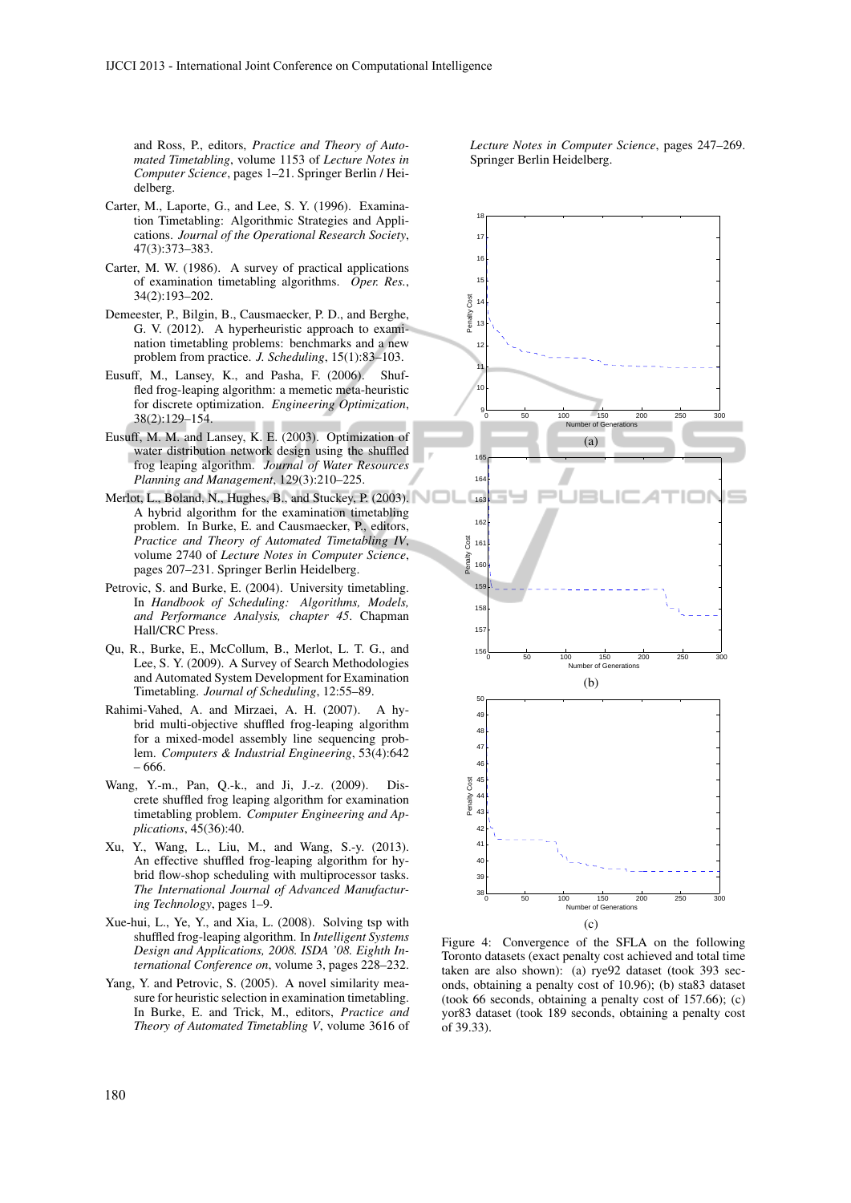and Ross, P., editors, *Practice and Theory of Automated Timetabling*, volume 1153 of *Lecture Notes in Computer Science*, pages 1–21. Springer Berlin / Heidelberg.

Carter, M., Laporte, G., and Lee, S. Y. (1996). Examination Timetabling: Algorithmic Strategies and Applications. *Journal of the Operational Research Society*, 47(3):373–383.

Carter, M. W. (1986). A survey of practical applications of examination timetabling algorithms. *Oper. Res.*, 34(2):193–202.

Demeester, P., Bilgin, B., Causmaecker, P. D., and Berghe, G. V. (2012). A hyperheuristic approach to examination timetabling problems: benchmarks and a new problem from practice. *J. Scheduling*, 15(1):83–103.

Eusuff, M., Lansey, K., and Pasha, F. (2006). Shuffled frog-leaping algorithm: a memetic meta-heuristic for discrete optimization. *Engineering Optimization*, 38(2):129–154.

Eusuff, M. M. and Lansey, K. E. (2003). Optimization of water distribution network design using the shuffled frog leaping algorithm. *Journal of Water Resources Planning and Management*, 129(3):210–225.

Merlot, L., Boland, N., Hughes, B., and Stuckey, P. (2003). A hybrid algorithm for the examination timetabling problem. In Burke, E. and Causmaecker, P., editors, *Practice and Theory of Automated Timetabling IV*, volume 2740 of *Lecture Notes in Computer Science*, pages 207–231. Springer Berlin Heidelberg.

Petrovic, S. and Burke, E. (2004). University timetabling. In *Handbook of Scheduling: Algorithms, Models, and Performance Analysis, chapter 45*. Chapman Hall/CRC Press.

Qu, R., Burke, E., McCollum, B., Merlot, L. T. G., and Lee, S. Y. (2009). A Survey of Search Methodologies and Automated System Development for Examination Timetabling. *Journal of Scheduling*, 12:55–89.

Rahimi-Vahed, A. and Mirzaei, A. H. (2007). A hybrid multi-objective shuffled frog-leaping algorithm for a mixed-model assembly line sequencing problem. *Computers & Industrial Engineering*, 53(4):642 – 666.

Wang, Y.-m., Pan, Q.-k., and Ji, J.-z. (2009). Discrete shuffled frog leaping algorithm for examination timetabling problem. *Computer Engineering and Applications*, 45(36):40.

Xu, Y., Wang, L., Liu, M., and Wang, S.-y. (2013). An effective shuffled frog-leaping algorithm for hybrid flow-shop scheduling with multiprocessor tasks. *The International Journal of Advanced Manufacturing Technology*, pages 1–9.

Xue-hui, L., Ye, Y., and Xia, L. (2008). Solving tsp with shuffled frog-leaping algorithm. In *Intelligent Systems Design and Applications, 2008. ISDA '08. Eighth International Conference on*, volume 3, pages 228–232.

Yang, Y. and Petrovic, S. (2005). A novel similarity measure for heuristic selection in examination timetabling. In Burke, E. and Trick, M., editors, *Practice and Theory of Automated Timetabling V*, volume 3616 of *Lecture Notes in Computer Science*, pages 247–269. Springer Berlin Heidelberg.

Penalty Cost
18
17
16
15
14
13
12
11
10
9
0 50 100 150 200 250 300
Number of Generations

(a)

Penalty Cost
165
164
163
162
161
160
159
158
157
156
0 50 100 150 200 250 300
Number of Generations

(b)

Penalty Cost
50
49
48
47
46
45
44
43
42
41
40
39
38
0 50 100 150 200 250 300
Number of Generations

(c)

Figure 4: Convergence of the SFLA on the following Toronto datasets (exact penalty cost achieved and total time taken are also shown): (a) rye92 dataset (took 393 seconds, obtaining a penalty cost of 10.96); (b) sta83 dataset (took 66 seconds, obtaining a penalty cost of 157.66); (c) yor83 dataset (took 189 seconds, obtaining a penalty cost of 39.33).